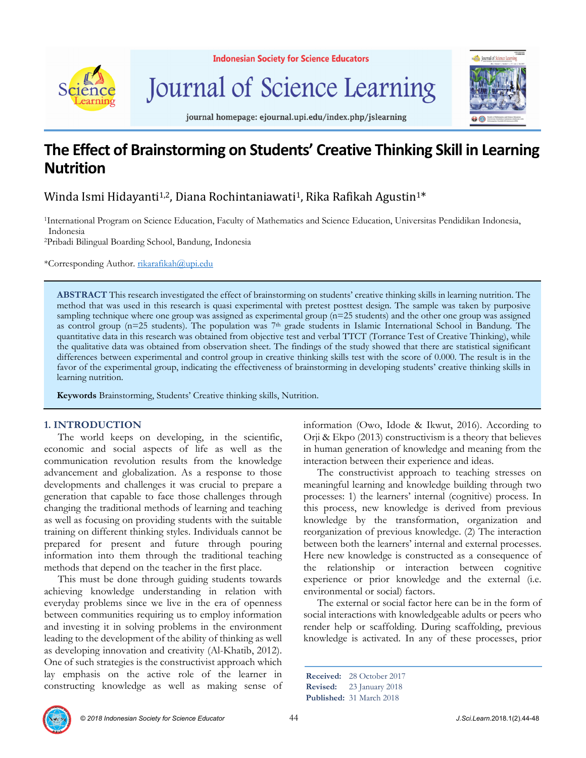# The Effect of Brainstorming on Students' Creative Thinking Skill in Learning Nutrition

Winda Ismi Hidayanti[1,2], Diana Rochintaniawati[1], Rika Rafikah Agustin[1]*

[1]International Program on Science Education, Faculty of Mathematics and Science Education, Universitas Pendidikan Indonesia, Indonesia

[2]Pribadi Bilingual Boarding School, Bandung, Indonesia

*Corresponding Author. rikarafikah@upi.edu

**ABSTRACT** This research investigated the effect of brainstorming on students' creative thinking skills in learning nutrition. The method that was used in this research is quasi experimental with pretest posttest design. The sample was taken by purposive sampling technique where one group was assigned as experimental group (n=25 students) and the other one group was assigned as control group (n=25 students). The population was 7th grade students in Islamic International School in Bandung. The quantitative data in this research was obtained from objective test and verbal TTCT (Torrance Test of Creative Thinking), while the qualitative data was obtained from observation sheet. The findings of the study showed that there are statistical significant differences between experimental and control group in creative thinking skills test with the score of 0.000. The result is in the favor of the experimental group, indicating the effectiveness of brainstorming in developing students' creative thinking skills in learning nutrition.

**Keywords** Brainstorming, Students' Creative thinking skills, Nutrition.

## 1. INTRODUCTION

The world keeps on developing, in the scientific, economic and social aspects of life as well as the communication revolution results from the knowledge advancement and globalization. As a response to those developments and challenges it was crucial to prepare a generation that capable to face those challenges through changing the traditional methods of learning and teaching as well as focusing on providing students with the suitable training on different thinking styles. Individuals cannot be prepared for present and future through pouring information into them through the traditional teaching methods that depend on the teacher in the first place.

This must be done through guiding students towards achieving knowledge understanding in relation with everyday problems since we live in the era of openness between communities requiring us to employ information and investing it in solving problems in the environment leading to the development of the ability of thinking as well as developing innovation and creativity (Al-Khatib, 2012). One of such strategies is the constructivist approach which lay emphasis on the active role of the learner in constructing knowledge as well as making sense of information (Owo, Idode & Ikwut, 2016). According to Orji & Ekpo (2013) constructivism is a theory that believes in human generation of knowledge and meaning from the interaction between their experience and ideas.

The constructivist approach to teaching stresses on meaningful learning and knowledge building through two processes: 1) the learners' internal (cognitive) process. In this process, new knowledge is derived from previous knowledge by the transformation, organization and reorganization of previous knowledge. (2) The interaction between both the learners' internal and external processes. Here new knowledge is constructed as a consequence of the relationship or interaction between cognitive experience or prior knowledge and the external (i.e. environmental or social) factors.

The external or social factor here can be in the form of social interactions with knowledgeable adults or peers who render help or scaffolding. During scaffolding, previous knowledge is activated. In any of these processes, prior

**Received:** 28 October 2017
**Revised:** 23 January 2018
**Published:** 31 March 2018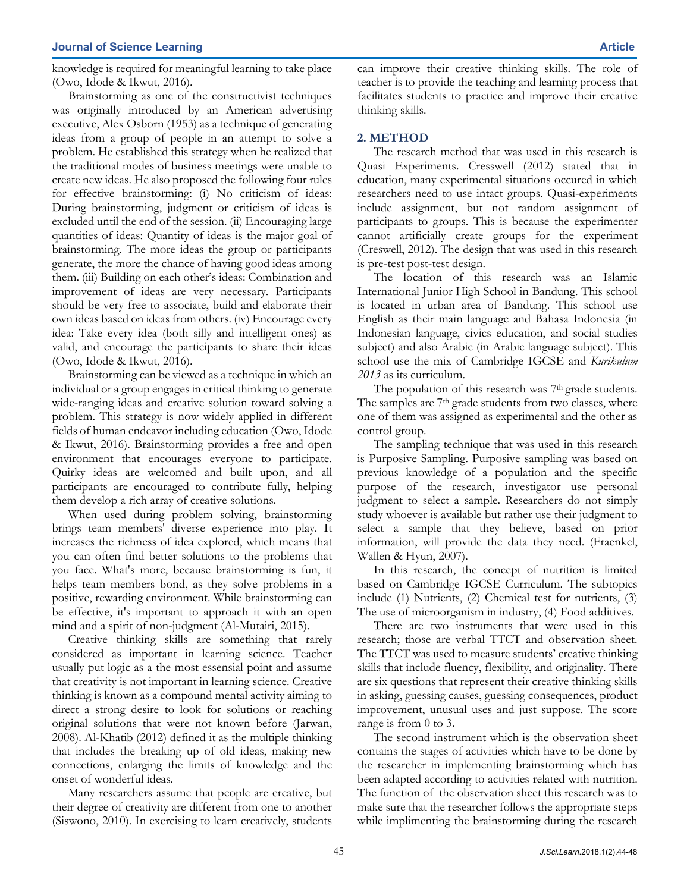knowledge is required for meaningful learning to take place (Owo, Idode & Ikwut, 2016).

Brainstorming as one of the constructivist techniques was originally introduced by an American advertising executive, Alex Osborn (1953) as a technique of generating ideas from a group of people in an attempt to solve a problem. He established this strategy when he realized that the traditional modes of business meetings were unable to create new ideas. He also proposed the following four rules for effective brainstorming: (i) No criticism of ideas: During brainstorming, judgment or criticism of ideas is excluded until the end of the session. (ii) Encouraging large quantities of ideas: Quantity of ideas is the major goal of brainstorming. The more ideas the group or participants generate, the more the chance of having good ideas among them. (iii) Building on each other's ideas: Combination and improvement of ideas are very necessary. Participants should be very free to associate, build and elaborate their own ideas based on ideas from others. (iv) Encourage every idea: Take every idea (both silly and intelligent ones) as valid, and encourage the participants to share their ideas (Owo, Idode & Ikwut, 2016).

Brainstorming can be viewed as a technique in which an individual or a group engages in critical thinking to generate wide-ranging ideas and creative solution toward solving a problem. This strategy is now widely applied in different fields of human endeavor including education (Owo, Idode & Ikwut, 2016). Brainstorming provides a free and open environment that encourages everyone to participate. Quirky ideas are welcomed and built upon, and all participants are encouraged to contribute fully, helping them develop a rich array of creative solutions.

When used during problem solving, brainstorming brings team members' diverse experience into play. It increases the richness of idea explored, which means that you can often find better solutions to the problems that you face. What's more, because brainstorming is fun, it helps team members bond, as they solve problems in a positive, rewarding environment. While brainstorming can be effective, it's important to approach it with an open mind and a spirit of non-judgment (Al-Mutairi, 2015).

Creative thinking skills are something that rarely considered as important in learning science. Teacher usually put logic as a the most essensial point and assume that creativity is not important in learning science. Creative thinking is known as a compound mental activity aiming to direct a strong desire to look for solutions or reaching original solutions that were not known before (Jarwan, 2008). Al-Khatib (2012) defined it as the multiple thinking that includes the breaking up of old ideas, making new connections, enlarging the limits of knowledge and the onset of wonderful ideas.

Many researchers assume that people are creative, but their degree of creativity are different from one to another (Siswono, 2010). In exercising to learn creatively, students can improve their creative thinking skills. The role of teacher is to provide the teaching and learning process that facilitates students to practice and improve their creative thinking skills.

## 2. METHOD

The research method that was used in this research is Quasi Experiments. Cresswell (2012) stated that in education, many experimental situations occured in which researchers need to use intact groups. Quasi-experiments include assignment, but not random assignment of participants to groups. This is because the experimenter cannot artificially create groups for the experiment (Creswell, 2012). The design that was used in this research is pre-test post-test design.

The location of this research was an Islamic International Junior High School in Bandung. This school is located in urban area of Bandung. This school use English as their main language and Bahasa Indonesia (in Indonesian language, civics education, and social studies subject) and also Arabic (in Arabic language subject). This school use the mix of Cambridge IGCSE and *Kurikulum 2013* as its curriculum.

The population of this research was 7th grade students. The samples are 7th grade students from two classes, where one of them was assigned as experimental and the other as control group.

The sampling technique that was used in this research is Purposive Sampling. Purposive sampling was based on previous knowledge of a population and the specific purpose of the research, investigator use personal judgment to select a sample. Researchers do not simply study whoever is available but rather use their judgment to select a sample that they believe, based on prior information, will provide the data they need. (Fraenkel, Wallen & Hyun, 2007).

In this research, the concept of nutrition is limited based on Cambridge IGCSE Curriculum. The subtopics include (1) Nutrients, (2) Chemical test for nutrients, (3) The use of microorganism in industry, (4) Food additives.

There are two instruments that were used in this research; those are verbal TTCT and observation sheet. The TTCT was used to measure students' creative thinking skills that include fluency, flexibility, and originality. There are six questions that represent their creative thinking skills in asking, guessing causes, guessing consequences, product improvement, unusual uses and just suppose. The score range is from 0 to 3.

The second instrument which is the observation sheet contains the stages of activities which have to be done by the researcher in implementing brainstorming which has been adapted according to activities related with nutrition. The function of the observation sheet this research was to make sure that the researcher follows the appropriate steps while implimenting the brainstorming during the research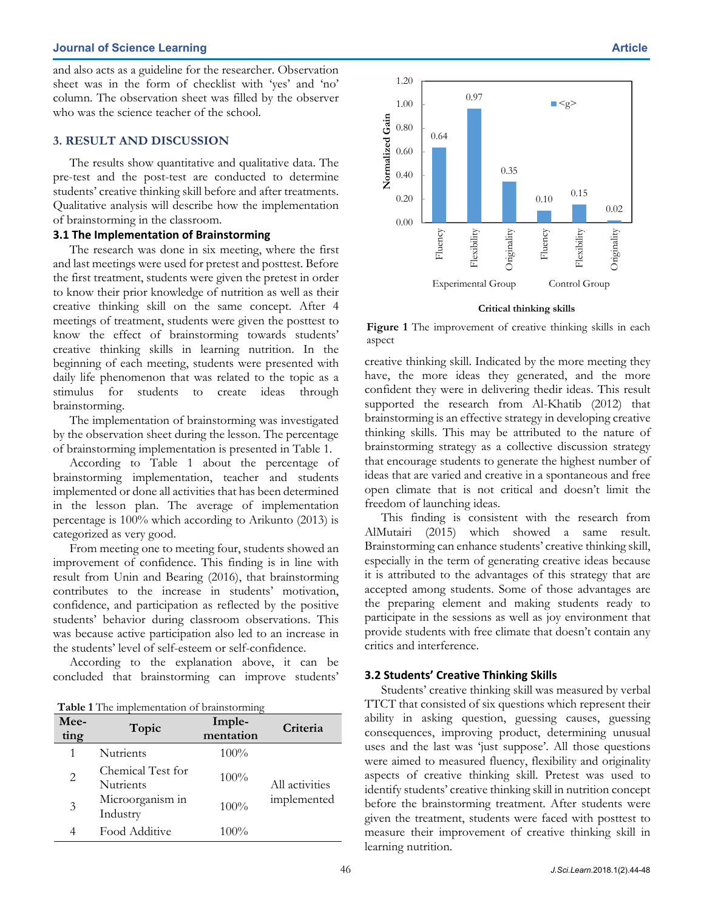and also acts as a guideline for the researcher. Observation sheet was in the form of checklist with 'yes' and 'no' column. The observation sheet was filled by the observer who was the science teacher of the school.

## 3. RESULT AND DISCUSSION

The results show quantitative and qualitative data. The pre-test and the post-test are conducted to determine students' creative thinking skill before and after treatments. Qualitative analysis will describe how the implementation of brainstorming in the classroom.

### 3.1 The Implementation of Brainstorming

The research was done in six meeting, where the first and last meetings were used for pretest and posttest. Before the first treatment, students were given the pretest in order to know their prior knowledge of nutrition as well as their creative thinking skill on the same concept. After 4 meetings of treatment, students were given the posttest to know the effect of brainstorming towards students' creative thinking skills in learning nutrition. In the beginning of each meeting, students were presented with daily life phenomenon that was related to the topic as a stimulus for students to create ideas through brainstorming.

The implementation of brainstorming was investigated by the observation sheet during the lesson. The percentage of brainstorming implementation is presented in Table 1.

According to Table 1 about the percentage of brainstorming implementation, teacher and students implemented or done all activities that has been determined in the lesson plan. The average of implementation percentage is 100% which according to Arikunto (2013) is categorized as very good.

From meeting one to meeting four, students showed an improvement of confidence. This finding is in line with result from Unin and Bearing (2016), that brainstorming contributes to the increase in students' motivation, confidence, and participation as reflected by the positive students' behavior during classroom observations. This was because active participation also led to an increase in the students' level of self-esteem or self-confidence.

According to the explanation above, it can be concluded that brainstorming can improve students' creative thinking skill. Indicated by the more meeting they have, the more ideas they generated, and the more confident they were in delivering thedir ideas. This result supported the research from Al-Khatib (2012) that brainstorming is an effective strategy in developing creative thinking skills. This may be attributed to the nature of brainstorming strategy as a collective discussion strategy that encourage students to generate the highest number of ideas that are varied and creative in a spontaneous and free open climate that is not critical and doesn't limit the freedom of launching ideas.

**Table 1** The implementation of brainstorming

| Meeting | Topic | Implementation | Criteria |
|---|---|---|---|
| 1 | Nutrients | 100% | All activities implemented |
| 2 | Chemical Test for Nutrients | 100% | |
| 3 | Microorganism in Industry | 100% | |
| 4 | Food Additive | 100% | |

**Figure 1** The improvement of creative thinking skills in each aspect

This finding is consistent with the research from AlMutairi (2015) which showed a same result. Brainstorming can enhance students' creative thinking skill, especially in the term of generating creative ideas because it is attributed to the advantages of this strategy that are accepted among students. Some of those advantages are the preparing element and making students ready to participate in the sessions as well as joy environment that provide students with free climate that doesn't contain any critics and interference.

### 3.2 Students' Creative Thinking Skills

Students' creative thinking skill was measured by verbal TTCT that consisted of six questions which represent their ability in asking question, guessing causes, guessing consequences, improving product, determining unusual uses and the last was 'just suppose'. All those questions were aimed to measured fluency, flexibility and originality aspects of creative thinking skill. Pretest was used to identify students' creative thinking skill in nutrition concept before the brainstorming treatment. After students were given the treatment, students were faced with posttest to measure their improvement of creative thinking skill in learning nutrition.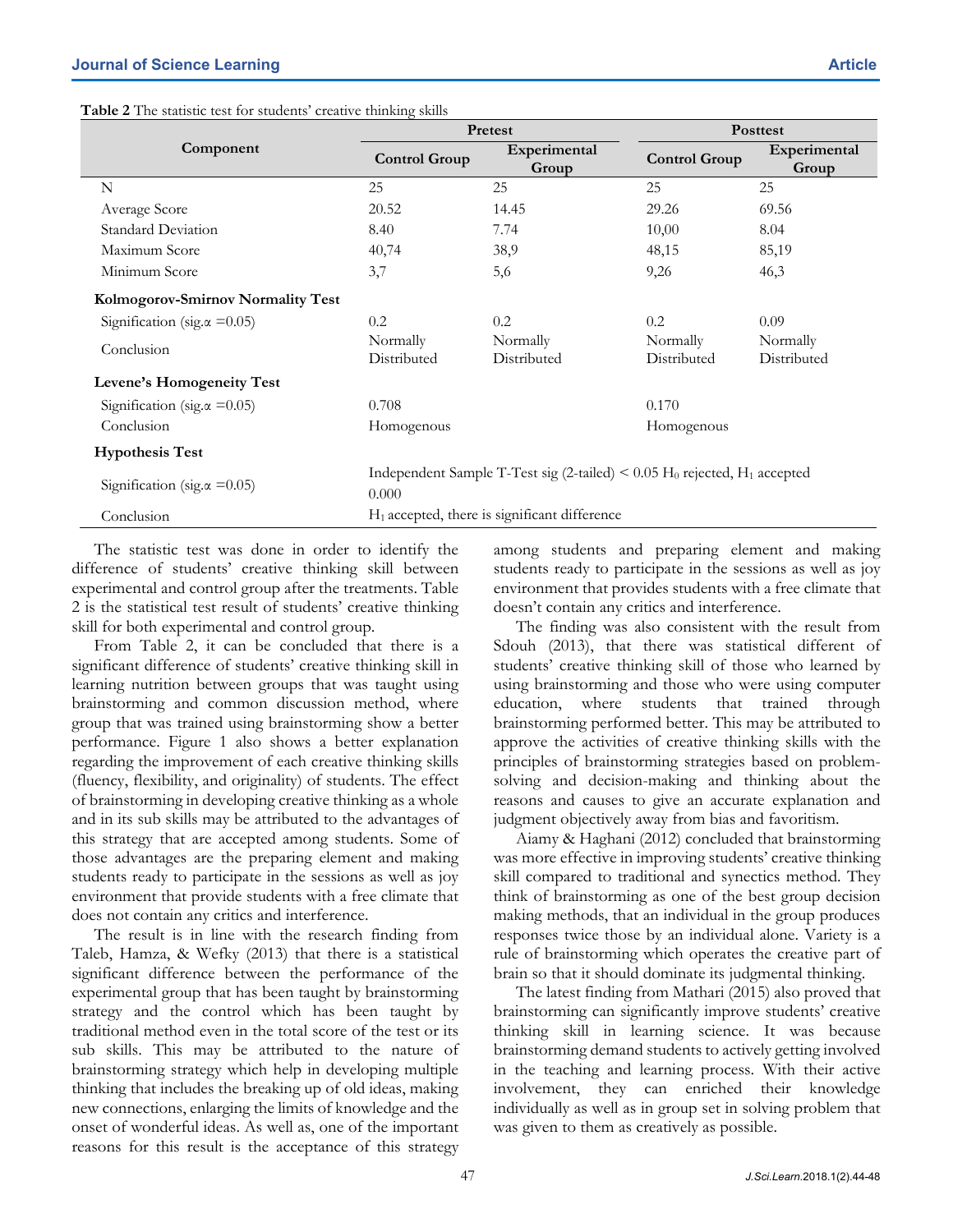**Table 2** The statistic test for students' creative thinking skills

| Component | Pretest | | Posttest | |
|---|---|---|---|---|
| | Control Group | Experimental Group | Control Group | Experimental Group |
| N | 25 | 25 | 25 | 25 |
| Average Score | 20.52 | 14.45 | 29.26 | 69.56 |
| Standard Deviation | 8.40 | 7.74 | 10,00 | 8.04 |
| Maximum Score | 40,74 | 38,9 | 48,15 | 85,19 |
| Minimum Score | 3,7 | 5,6 | 9,26 | 46,3 |
| **Kolmogorov-Smirnov Normality Test** | | | | |
| Signification (sig.α =0.05) | 0.2 | 0.2 | 0.2 | 0.09 |
| Conclusion | Normally Distributed | Normally Distributed | Normally Distributed | Normally Distributed |
| **Levene's Homogeneity Test** | | | | |
| Signification (sig.α =0.05) | 0.708 | | 0.170 | |
| Conclusion | Homogenous | | Homogenous | |
| **Hypothesis Test** | | | | |
| Signification (sig.α =0.05) | Independent Sample T-Test sig (2-tailed) < 0.05 $H_0$ rejected, $H_1$ accepted 0.000 | | | |
| Conclusion | $H_1$ accepted, there is significant difference | | | |

The statistic test was done in order to identify the difference of students' creative thinking skill between experimental and control group after the treatments. Table 2 is the statistical test result of students' creative thinking skill for both experimental and control group.

From Table 2, it can be concluded that there is a significant difference of students' creative thinking skill in learning nutrition between groups that was taught using brainstorming and common discussion method, where group that was trained using brainstorming show a better performance. Figure 1 also shows a better explanation regarding the improvement of each creative thinking skills (fluency, flexibility, and originality) of students. The effect of brainstorming in developing creative thinking as a whole and in its sub skills may be attributed to the advantages of this strategy that are accepted among students. Some of those advantages are the preparing element and making students ready to participate in the sessions as well as joy environment that provide students with a free climate that does not contain any critics and interference.

The result is in line with the research finding from Taleb, Hamza, & Wefky (2013) that there is a statistical significant difference between the performance of the experimental group that has been taught by brainstorming strategy and the control which has been taught by traditional method even in the total score of the test or its sub skills. This may be attributed to the nature of brainstorming strategy which help in developing multiple thinking that includes the breaking up of old ideas, making new connections, enlarging the limits of knowledge and the onset of wonderful ideas. As well as, one of the important reasons for this result is the acceptance of this strategy among students and preparing element and making students ready to participate in the sessions as well as joy environment that provides students with a free climate that doesn't contain any critics and interference.

The finding was also consistent with the result from Sdouh (2013), that there was statistical different of students' creative thinking skill of those who learned by using brainstorming and those who were using computer education, where students that trained through brainstorming performed better. This may be attributed to approve the activities of creative thinking skills with the principles of brainstorming strategies based on problem-solving and decision-making and thinking about the reasons and causes to give an accurate explanation and judgment objectively away from bias and favoritism.

Aiamy & Haghani (2012) concluded that brainstorming was more effective in improving students' creative thinking skill compared to traditional and synectics method. They think of brainstorming as one of the best group decision making methods, that an individual in the group produces responses twice those by an individual alone. Variety is a rule of brainstorming which operates the creative part of brain so that it should dominate its judgmental thinking.

The latest finding from Mathari (2015) also proved that brainstorming can significantly improve students' creative thinking skill in learning science. It was because brainstorming demand students to actively getting involved in the teaching and learning process. With their active involvement, they can enriched their knowledge individually as well as in group set in solving problem that was given to them as creatively as possible.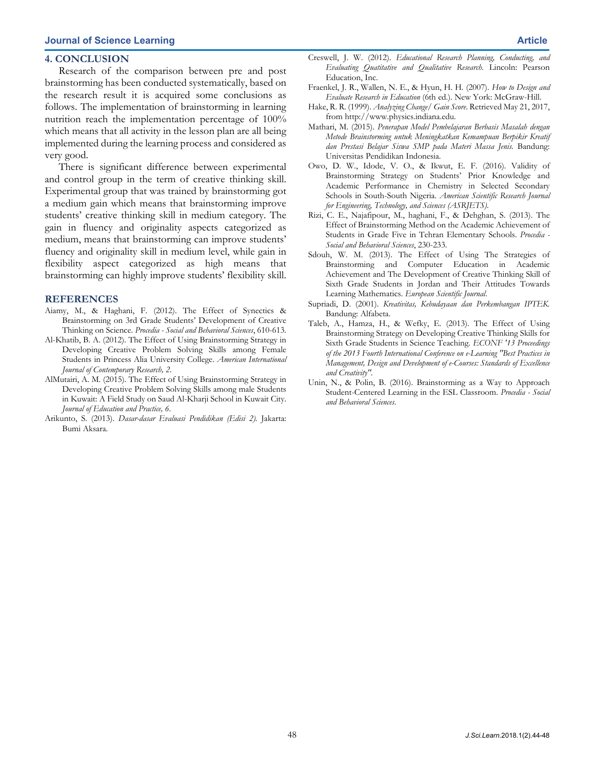## 4. CONCLUSION

Research of the comparison between pre and post brainstorming has been conducted systematically, based on the research result it is acquired some conclusions as follows. The implementation of brainstorming in learning nutrition reach the implementation percentage of 100% which means that all activity in the lesson plan are all being implemented during the learning process and considered as very good.

There is significant difference between experimental and control group in the term of creative thinking skill. Experimental group that was trained by brainstorming got a medium gain which means that brainstorming improve students' creative thinking skill in medium category. The gain in fluency and originality aspects categorized as medium, means that brainstorming can improve students' fluency and originality skill in medium level, while gain in flexibility aspect categorized as high means that brainstorming can highly improve students' flexibility skill.

## REFERENCES

Aiamy, M., & Haghani, F. (2012). The Effect of Synectics & Brainstorming on 3rd Grade Students' Development of Creative Thinking on Science. *Procedia - Social and Behavioral Sciences*, 610-613.

Al-Khatib, B. A. (2012). The Effect of Using Brainstorming Strategy in Developing Creative Problem Solving Skills among Female Students in Princess Alia University College. *American International Journal of Contemporary Research, 2*.

AlMutairi, A. M. (2015). The Effect of Using Brainstorming Strategy in Developing Creative Problem Solving Skills among male Students in Kuwait: A Field Study on Saud Al-Kharji School in Kuwait City. *Journal of Education and Practice, 6*.

Arikunto, S. (2013). *Dasar-dasar Evaluasi Pendidikan (Edisi 2).* Jakarta: Bumi Aksara.

Creswell, J. W. (2012). *Educational Research Planning, Conducting, and Evaluating Quatitative and Qualitative Research.* Lincoln: Pearson Education, Inc.

Fraenkel, J. R., Wallen, N. E., & Hyun, H. H. (2007). *How to Design and Evaluate Research in Education* (6th ed.). New York: McGraw-Hill.

Hake, R. R. (1999). *Analyzing Change/ Gain Score.* Retrieved May 21, 2017, from http://www.physics.indiana.edu.

Mathari, M. (2015). *Penerapan Model Pembelajaran Berbasis Masalah dengan Metode Brainstorming untuk Meningkatkan Kemampuan Berpikir Kreatif dan Prestasi Belajar Siswa SMP pada Materi Massa Jenis.* Bandung: Universitas Pendidikan Indonesia.

Owo, D. W., Idode, V. O., & Ikwut, E. F. (2016). Validity of Brainstorming Strategy on Students' Prior Knowledge and Academic Performance in Chemistry in Selected Secondary Schools in South-South Nigeria. *American Scientific Research Journal for Engineering, Technology, and Sciences (ASRJETS).*

Rizi, C. E., Najafipour, M., haghani, F., & Dehghan, S. (2013). The Effect of Brainstorming Method on the Academic Achievement of Students in Grade Five in Tehran Elementary Schools. *Procedia - Social and Behavioral Sciences*, 230-233.

Sdouh, W. M. (2013). The Effect of Using The Strategies of Brainstorming and Computer Education in Academic Achievement and The Development of Creative Thinking Skill of Sixth Grade Students in Jordan and Their Attitudes Towards Learning Mathematics. *European Scientific Journal*.

Supriadi, D. (2001). *Kreativitas, Kebudayaan dan Perkembangan IPTEK.* Bandung: Alfabeta.

Taleb, A., Hamza, H., & Wefky, E. (2013). The Effect of Using Brainstorming Strategy on Developing Creative Thinking Skills for Sixth Grade Students in Science Teaching. *ECONF '13 Proceedings of the 2013 Fourth International Conference on e-Learning "Best Practices in Management, Design and Development of e-Courses: Standards of Excellence and Creativity"*.

Unin, N., & Polin, B. (2016). Brainstorming as a Way to Approach Student-Centered Learning in the ESL Classroom. *Procedia - Social and Behavioral Sciences*.